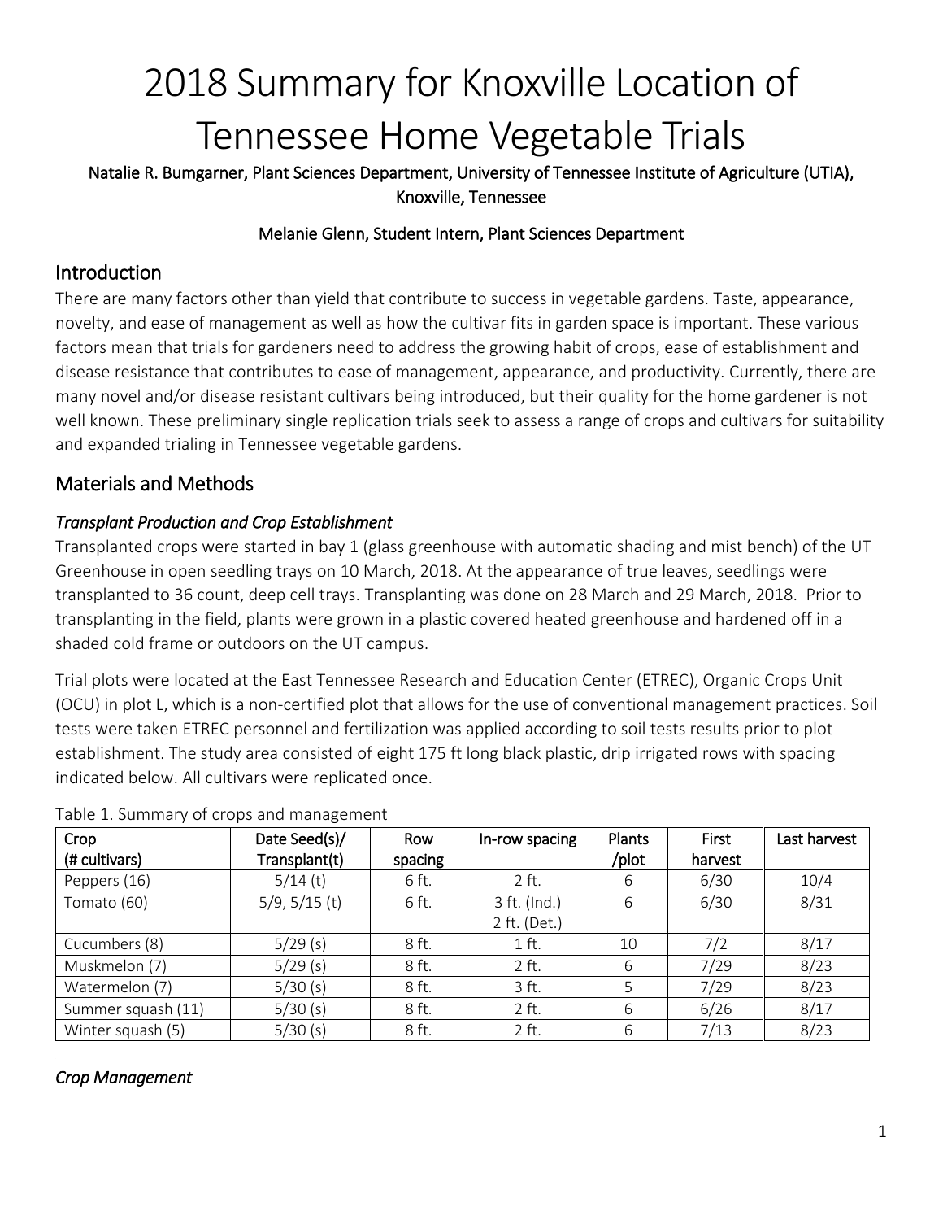# 2018 Summary for Knoxville Location of Tennessee Home Vegetable Trials

**Natalie R. Bumgarner, Plant Sciences Department, University of Tennessee Institute of Agriculture (UTIA), Knoxville, Tennessee**

**Melanie Glenn, Student Intern, Plant Sciences Department**

## Introduction

There are many factors other than yield that contribute to success in vegetable gardens. Taste, appearance, novelty, and ease of management as well as how the cultivar fits in garden space is important. These various factors mean that trials for gardeners need to address the growing habit of crops, ease of establishment and disease resistance that contributes to ease of management, appearance, and productivity. Currently, there are many novel and/or disease resistant cultivars being introduced, but their quality for the home gardener is not well known. These preliminary single replication trials seek to assess a range of crops and cultivars for suitability and expanded trialing in Tennessee vegetable gardens.

## Materials and Methods

### *Transplant Production and Crop Establishment*

Transplanted crops were started in bay 1 (glass greenhouse with automatic shading and mist bench) of the UT Greenhouse in open seedling trays on 10 March, 2018. At the appearance of true leaves, seedlings were transplanted to 36 count, deep cell trays. Transplanting was done on 28 March and 29 March, 2018. Prior to transplanting in the field, plants were grown in a plastic covered heated greenhouse and hardened off in a shaded cold frame or outdoors on the UT campus.

Trial plots were located at the East Tennessee Research and Education Center (ETREC), Organic Crops Unit (OCU) in plot L, which is a non-certified plot that allows for the use of conventional management practices. Soil tests were taken ETREC personnel and fertilization was applied according to soil tests results prior to plot establishment. The study area consisted of eight 175 ft long black plastic, drip irrigated rows with spacing indicated below. All cultivars were replicated once.

Table 1. Summary of crops and management

| Crop (# cultivars) | Date Seed(s)/ Transplant(t) | Row spacing | In-row spacing | Plants /plot | First harvest | Last harvest |
|---|---|---|---|---|---|---|
| Peppers (16) | 5/14 (t) | 6 ft. | 2 ft. | 6 | 6/30 | 10/4 |
| Tomato (60) | 5/9, 5/15 (t) | 6 ft. | 3 ft. (Ind.) 2 ft. (Det.) | 6 | 6/30 | 8/31 |
| Cucumbers (8) | 5/29 (s) | 8 ft. | 1 ft. | 10 | 7/2 | 8/17 |
| Muskmelon (7) | 5/29 (s) | 8 ft. | 2 ft. | 6 | 7/29 | 8/23 |
| Watermelon (7) | 5/30 (s) | 8 ft. | 3 ft. | 5 | 7/29 | 8/23 |
| Summer squash (11) | 5/30 (s) | 8 ft. | 2 ft. | 6 | 6/26 | 8/17 |
| Winter squash (5) | 5/30 (s) | 8 ft. | 2 ft. | 6 | 7/13 | 8/23 |

### *Crop Management*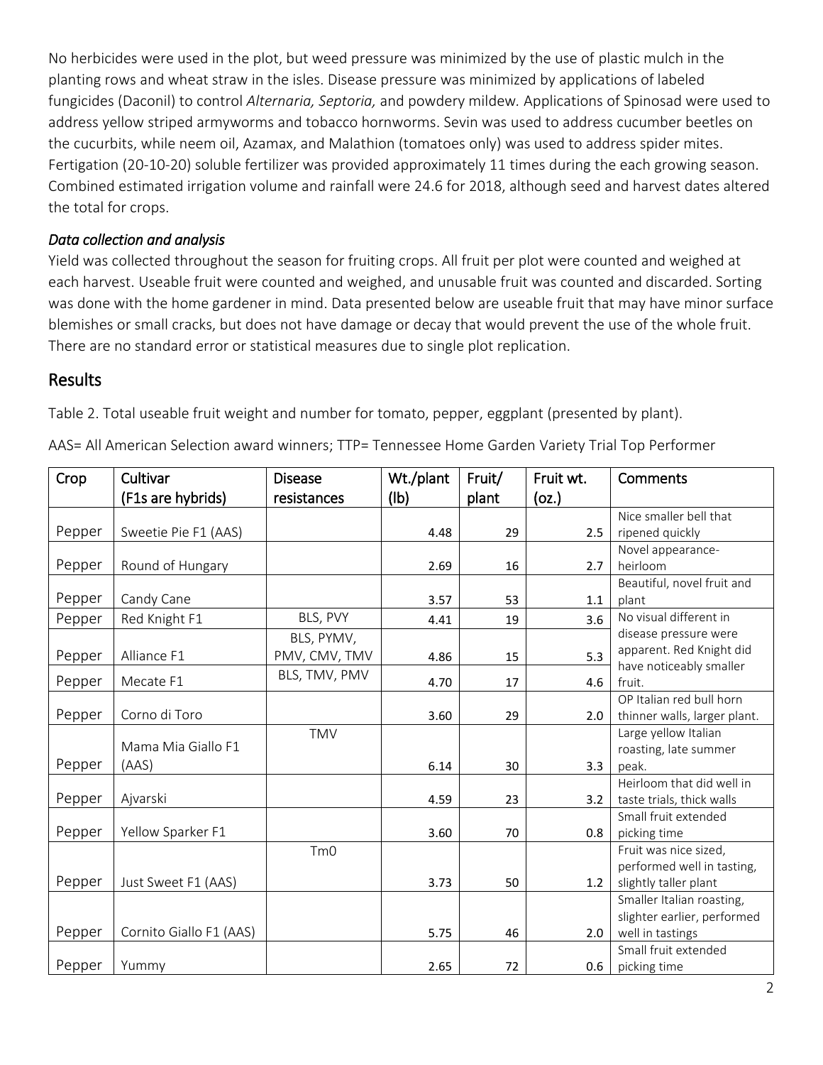No herbicides were used in the plot, but weed pressure was minimized by the use of plastic mulch in the planting rows and wheat straw in the isles. Disease pressure was minimized by applications of labeled fungicides (Daconil) to control *Alternaria, Septoria,* and powdery mildew. Applications of Spinosad were used to address yellow striped armyworms and tobacco hornworms. Sevin was used to address cucumber beetles on the cucurbits, while neem oil, Azamax, and Malathion (tomatoes only) was used to address spider mites. Fertigation (20-10-20) soluble fertilizer was provided approximately 11 times during the each growing season. Combined estimated irrigation volume and rainfall were 24.6 for 2018, although seed and harvest dates altered the total for crops.

### *Data collection and analysis*

Yield was collected throughout the season for fruiting crops. All fruit per plot were counted and weighed at each harvest. Useable fruit were counted and weighed, and unusable fruit was counted and discarded. Sorting was done with the home gardener in mind. Data presented below are useable fruit that may have minor surface blemishes or small cracks, but does not have damage or decay that would prevent the use of the whole fruit. There are no standard error or statistical measures due to single plot replication.

## Results

Table 2. Total useable fruit weight and number for tomato, pepper, eggplant (presented by plant).

AAS= All American Selection award winners; TTP= Tennessee Home Garden Variety Trial Top Performer

| Crop | Cultivar (F1s are hybrids) | Disease resistances | Wt./plant (lb) | Fruit/ plant | Fruit wt. (oz.) | Comments |
|---|---|---|---|---|---|---|
| Pepper | Sweetie Pie F1 (AAS) | | 4.48 | 29 | 2.5 | Nice smaller bell that ripened quickly |
| Pepper | Round of Hungary | | 2.69 | 16 | 2.7 | Novel appearance- heirloom |
| Pepper | Candy Cane | | 3.57 | 53 | 1.1 | Beautiful, novel fruit and plant |
| Pepper | Red Knight F1 | BLS, PVY | 4.41 | 19 | 3.6 | No visual different in disease pressure were apparent. Red Knight did have noticeably smaller fruit. |
| Pepper | Alliance F1 | BLS, PYMV, PMV, CMV, TMV | 4.86 | 15 | 5.3 | |
| Pepper | Mecate F1 | BLS, TMV, PMV | 4.70 | 17 | 4.6 | |
| Pepper | Corno di Toro | | 3.60 | 29 | 2.0 | OP Italian red bull horn thinner walls, larger plant. |
| Pepper | Mama Mia Giallo F1 (AAS) | TMV | 6.14 | 30 | 3.3 | Large yellow Italian roasting, late summer peak. |
| Pepper | Ajvarski | | 4.59 | 23 | 3.2 | Heirloom that did well in taste trials, thick walls |
| Pepper | Yellow Sparker F1 | | 3.60 | 70 | 0.8 | Small fruit extended picking time |
| Pepper | Just Sweet F1 (AAS) | Tm0 | 3.73 | 50 | 1.2 | Fruit was nice sized, performed well in tasting, slightly taller plant |
| Pepper | Cornito Giallo F1 (AAS) | | 5.75 | 46 | 2.0 | Smaller Italian roasting, slighter earlier, performed well in tastings |
| Pepper | Yummy | | 2.65 | 72 | 0.6 | Small fruit extended picking time |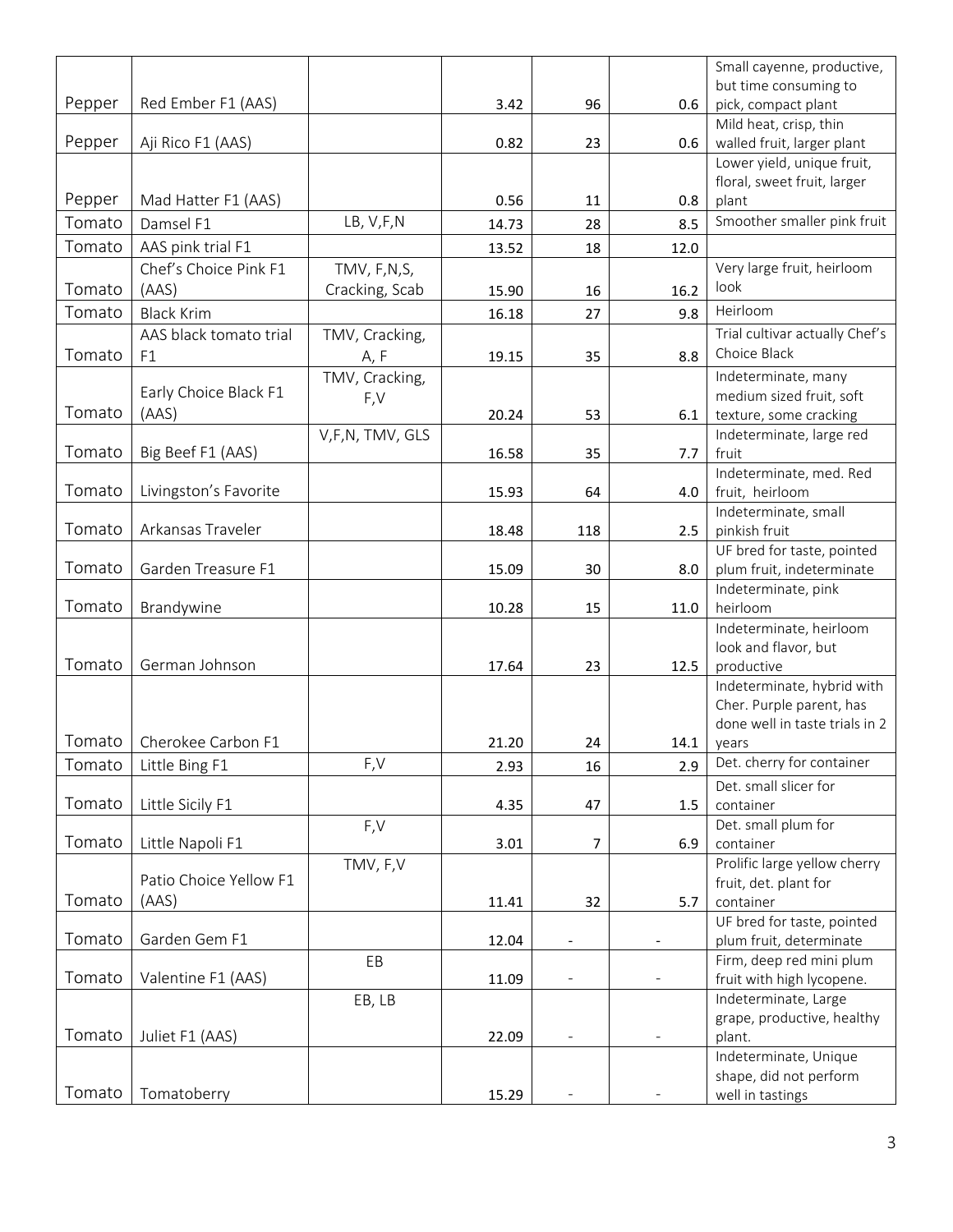| | | | | | | |
|---|---|---|---|---|---|---|
| Pepper | Red Ember F1 (AAS) | | 3.42 | 96 | 0.6 | Small cayenne, productive, but time consuming to pick, compact plant |
| Pepper | Aji Rico F1 (AAS) | | 0.82 | 23 | 0.6 | Mild heat, crisp, thin walled fruit, larger plant |
| Pepper | Mad Hatter F1 (AAS) | | 0.56 | 11 | 0.8 | Lower yield, unique fruit, floral, sweet fruit, larger plant |
| Tomato | Damsel F1 | LB, V,F,N | 14.73 | 28 | 8.5 | Smoother smaller pink fruit |
| Tomato | AAS pink trial F1 | | 13.52 | 18 | 12.0 | |
| Tomato | Chef's Choice Pink F1 (AAS) | TMV, F,N,S, Cracking, Scab | 15.90 | 16 | 16.2 | Very large fruit, heirloom look |
| Tomato | Black Krim | | 16.18 | 27 | 9.8 | Heirloom |
| Tomato | AAS black tomato trial F1 | TMV, Cracking, A, F | 19.15 | 35 | 8.8 | Trial cultivar actually Chef's Choice Black |
| Tomato | Early Choice Black F1 (AAS) | TMV, Cracking, F,V | 20.24 | 53 | 6.1 | Indeterminate, many medium sized fruit, soft texture, some cracking |
| Tomato | Big Beef F1 (AAS) | V,F,N, TMV, GLS | 16.58 | 35 | 7.7 | Indeterminate, large red fruit |
| Tomato | Livingston's Favorite | | 15.93 | 64 | 4.0 | Indeterminate, med. Red fruit, heirloom |
| Tomato | Arkansas Traveler | | 18.48 | 118 | 2.5 | Indeterminate, small pinkish fruit |
| Tomato | Garden Treasure F1 | | 15.09 | 30 | 8.0 | UF bred for taste, pointed plum fruit, indeterminate |
| Tomato | Brandywine | | 10.28 | 15 | 11.0 | Indeterminate, pink heirloom |
| Tomato | German Johnson | | 17.64 | 23 | 12.5 | Indeterminate, heirloom look and flavor, but productive |
| Tomato | Cherokee Carbon F1 | | 21.20 | 24 | 14.1 | Indeterminate, hybrid with Cher. Purple parent, has done well in taste trials in 2 years |
| Tomato | Little Bing F1 | F,V | 2.93 | 16 | 2.9 | Det. cherry for container |
| Tomato | Little Sicily F1 | | 4.35 | 47 | 1.5 | Det. small slicer for container |
| Tomato | Little Napoli F1 | F,V | 3.01 | 7 | 6.9 | Det. small plum for container |
| Tomato | Patio Choice Yellow F1 (AAS) | TMV, F,V | 11.41 | 32 | 5.7 | Prolific large yellow cherry fruit, det. plant for container |
| Tomato | Garden Gem F1 | | 12.04 | - | - | UF bred for taste, pointed plum fruit, determinate |
| Tomato | Valentine F1 (AAS) | EB | 11.09 | - | - | Firm, deep red mini plum fruit with high lycopene. |
| Tomato | Juliet F1 (AAS) | EB, LB | 22.09 | - | - | Indeterminate, Large grape, productive, healthy plant. |
| Tomato | Tomatoberry | | 15.29 | - | - | Indeterminate, Unique shape, did not perform well in tastings |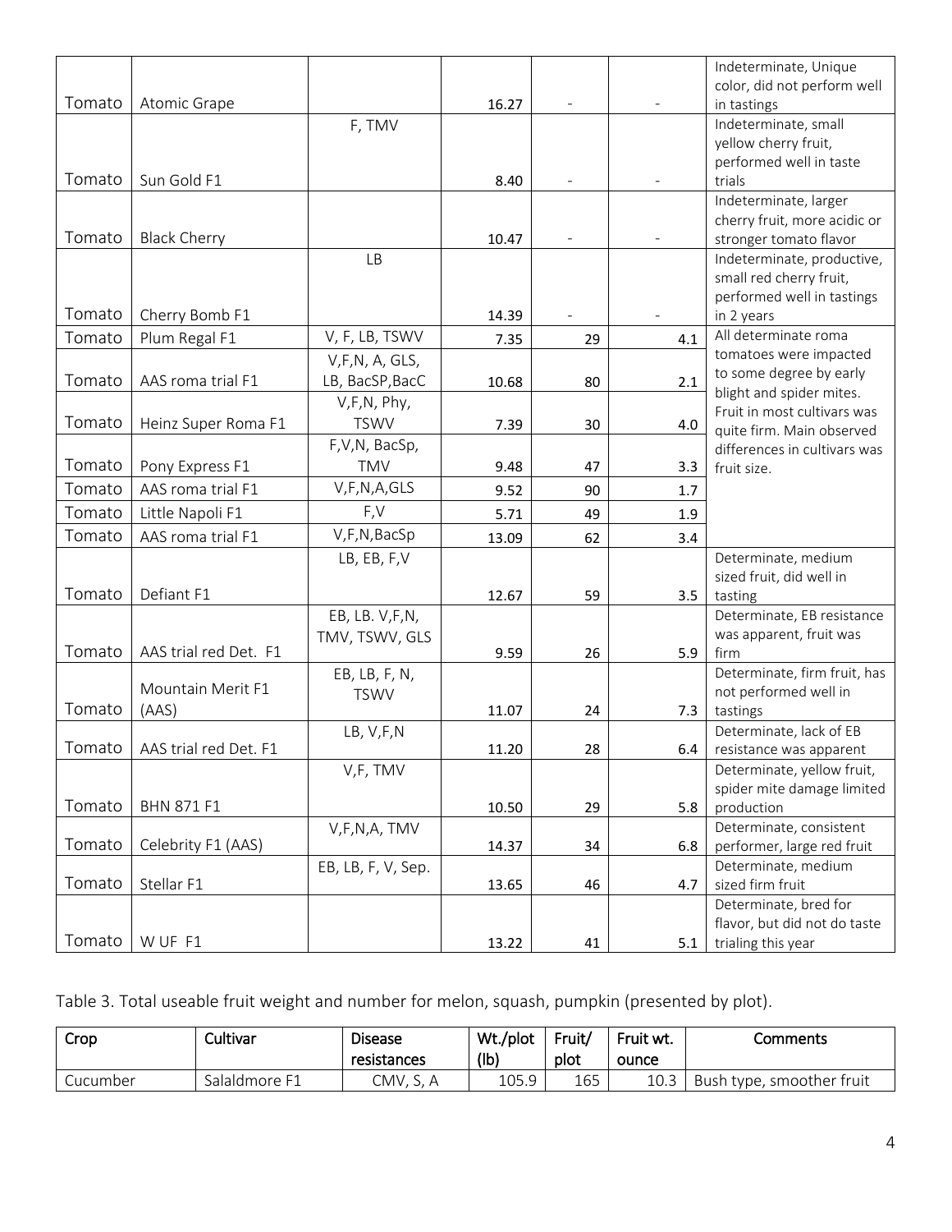| | | | | | | |
|---|---|---|---|---|---|---|
| Tomato | Atomic Grape | | 16.27 | - | - | Indeterminate, Unique color, did not perform well in tastings |
| Tomato | Sun Gold F1 | F, TMV | 8.40 | - | - | Indeterminate, small yellow cherry fruit, performed well in taste trials |
| Tomato | Black Cherry | | 10.47 | - | - | Indeterminate, larger cherry fruit, more acidic or stronger tomato flavor |
| Tomato | Cherry Bomb F1 | LB | 14.39 | - | - | Indeterminate, productive, small red cherry fruit, performed well in tastings in 2 years |
| Tomato | Plum Regal F1 | V, F, LB, TSWV | 7.35 | 29 | 4.1 | All determinate roma tomatoes were impacted to some degree by early blight and spider mites. Fruit in most cultivars was quite firm. Main observed differences in cultivars was fruit size. |
| Tomato | AAS roma trial F1 | V,F,N, A, GLS, LB, BacSP,BacC | 10.68 | 80 | 2.1 | |
| Tomato | Heinz Super Roma F1 | V,F,N, Phy, TSWV | 7.39 | 30 | 4.0 | |
| Tomato | Pony Express F1 | F,V,N, BacSp, TMV | 9.48 | 47 | 3.3 | |
| Tomato | AAS roma trial F1 | V,F,N,A,GLS | 9.52 | 90 | 1.7 | |
| Tomato | Little Napoli F1 | F,V | 5.71 | 49 | 1.9 | |
| Tomato | AAS roma trial F1 | V,F,N,BacSp | 13.09 | 62 | 3.4 | |
| Tomato | Defiant F1 | LB, EB, F,V | 12.67 | 59 | 3.5 | Determinate, medium sized fruit, did well in tasting |
| Tomato | AAS trial red Det. F1 | EB, LB. V,F,N, TMV, TSWV, GLS | 9.59 | 26 | 5.9 | Determinate, EB resistance was apparent, fruit was firm |
| Tomato | Mountain Merit F1 (AAS) | EB, LB, F, N, TSWV | 11.07 | 24 | 7.3 | Determinate, firm fruit, has not performed well in tastings |
| Tomato | AAS trial red Det. F1 | LB, V,F,N | 11.20 | 28 | 6.4 | Determinate, lack of EB resistance was apparent |
| Tomato | BHN 871 F1 | V,F, TMV | 10.50 | 29 | 5.8 | Determinate, yellow fruit, spider mite damage limited production |
| Tomato | Celebrity F1 (AAS) | V,F,N,A, TMV | 14.37 | 34 | 6.8 | Determinate, consistent performer, large red fruit |
| Tomato | Stellar F1 | EB, LB, F, V, Sep. | 13.65 | 46 | 4.7 | Determinate, medium sized firm fruit |
| Tomato | W UF F1 | | 13.22 | 41 | 5.1 | Determinate, bred for flavor, but did not do taste trialing this year |

Table 3. Total useable fruit weight and number for melon, squash, pumpkin (presented by plot).

| Crop | Cultivar | Disease resistances | Wt./plot (lb) | Fruit/ plot | Fruit wt. ounce | Comments |
|---|---|---|---|---|---|---|
| Cucumber | Salaldmore F1 | CMV, S, A | 105.9 | 165 | 10.3 | Bush type, smoother fruit |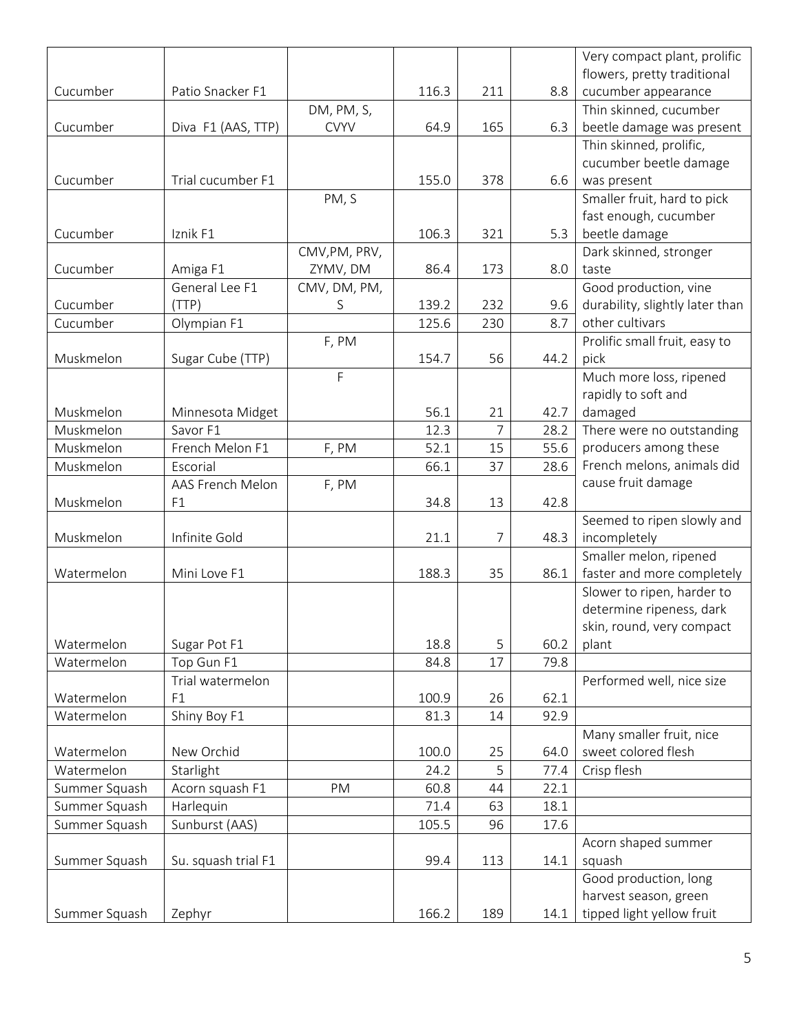| | | | | | | |
|---|---|---|---|---|---|---|
| Cucumber | Patio Snacker F1 | | 116.3 | 211 | 8.8 | Very compact plant, prolific flowers, pretty traditional cucumber appearance |
| Cucumber | Diva F1 (AAS, TTP) | DM, PM, S, CVYV | 64.9 | 165 | 6.3 | Thin skinned, cucumber beetle damage was present |
| Cucumber | Trial cucumber F1 | | 155.0 | 378 | 6.6 | Thin skinned, prolific, cucumber beetle damage was present |
| Cucumber | Iznik F1 | PM, S | 106.3 | 321 | 5.3 | Smaller fruit, hard to pick fast enough, cucumber beetle damage |
| Cucumber | Amiga F1 | CMV,PM, PRV, ZYMV, DM | 86.4 | 173 | 8.0 | Dark skinned, stronger taste |
| Cucumber | General Lee F1 (TTP) | CMV, DM, PM, S | 139.2 | 232 | 9.6 | Good production, vine durability, slightly later than other cultivars |
| Cucumber | Olympian F1 | | 125.6 | 230 | 8.7 | |
| Muskmelon | Sugar Cube (TTP) | F, PM | 154.7 | 56 | 44.2 | Prolific small fruit, easy to pick |
| Muskmelon | Minnesota Midget | F | 56.1 | 21 | 42.7 | Much more loss, ripened rapidly to soft and damaged |
| Muskmelon | Savor F1 | | 12.3 | 7 | 28.2 | There were no outstanding producers among these French melons, animals did cause fruit damage |
| Muskmelon | French Melon F1 | F, PM | 52.1 | 15 | 55.6 | |
| Muskmelon | Escorial | | 66.1 | 37 | 28.6 | |
| Muskmelon | AAS French Melon F1 | F, PM | 34.8 | 13 | 42.8 | |
| Muskmelon | Infinite Gold | | 21.1 | 7 | 48.3 | Seemed to ripen slowly and incompletely |
| Watermelon | Mini Love F1 | | 188.3 | 35 | 86.1 | Smaller melon, ripened faster and more completely |
| Watermelon | Sugar Pot F1 | | 18.8 | 5 | 60.2 | Slower to ripen, harder to determine ripeness, dark skin, round, very compact plant |
| Watermelon | Top Gun F1 | | 84.8 | 17 | 79.8 | |
| Watermelon | Trial watermelon F1 | | 100.9 | 26 | 62.1 | Performed well, nice size |
| Watermelon | Shiny Boy F1 | | 81.3 | 14 | 92.9 | |
| Watermelon | New Orchid | | 100.0 | 25 | 64.0 | Many smaller fruit, nice sweet colored flesh |
| Watermelon | Starlight | | 24.2 | 5 | 77.4 | Crisp flesh |
| Summer Squash | Acorn squash F1 | PM | 60.8 | 44 | 22.1 | |
| Summer Squash | Harlequin | | 71.4 | 63 | 18.1 | |
| Summer Squash | Sunburst (AAS) | | 105.5 | 96 | 17.6 | |
| Summer Squash | Su. squash trial F1 | | 99.4 | 113 | 14.1 | Acorn shaped summer squash |
| Summer Squash | Zephyr | | 166.2 | 189 | 14.1 | Good production, long harvest season, green tipped light yellow fruit |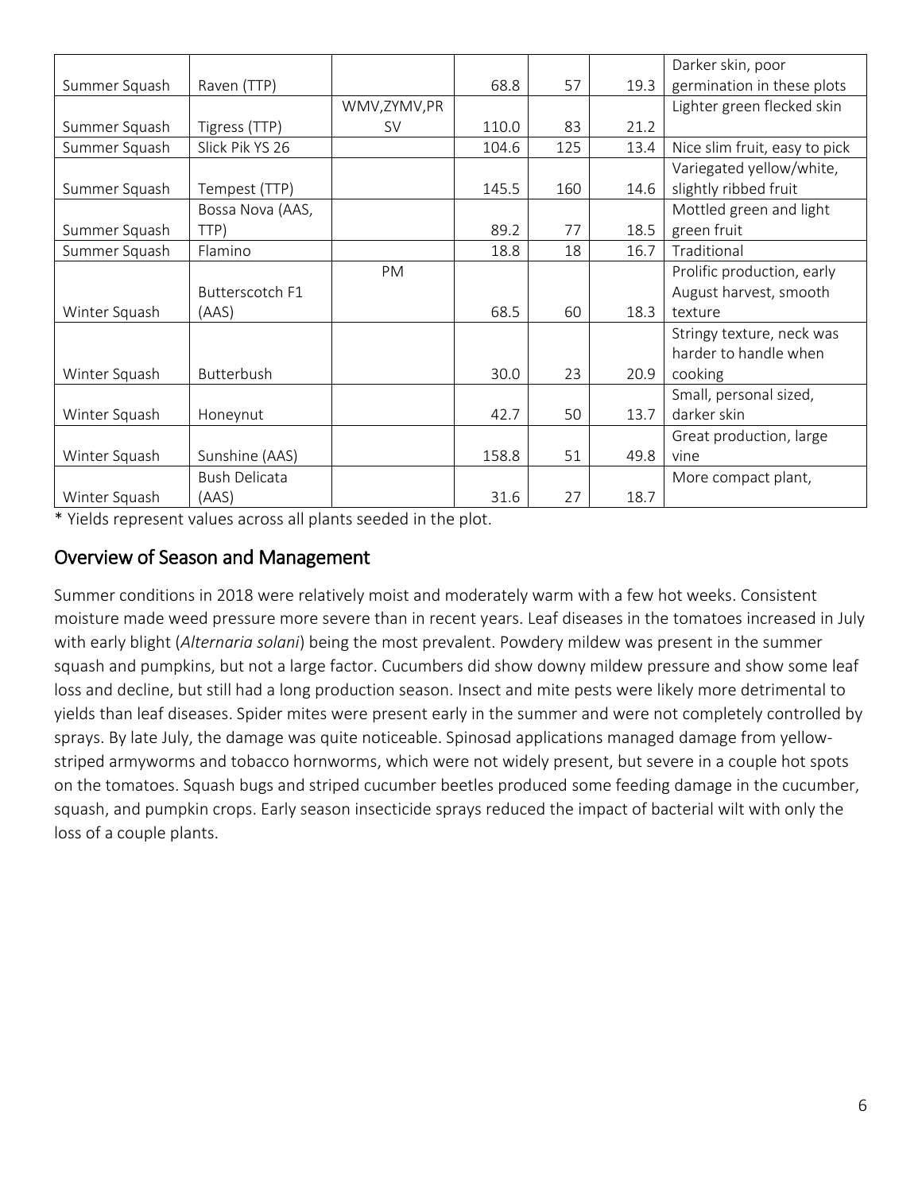| | | | | | | |
|---|---|---|---|---|---|---|
| Summer Squash | Raven (TTP) | | 68.8 | 57 | 19.3 | Darker skin, poor germination in these plots |
| Summer Squash | Tigress (TTP) | WMV,ZYMV,PRSV | 110.0 | 83 | 21.2 | Lighter green flecked skin |
| Summer Squash | Slick Pik YS 26 | | 104.6 | 125 | 13.4 | Nice slim fruit, easy to pick |
| Summer Squash | Tempest (TTP) | | 145.5 | 160 | 14.6 | Variegated yellow/white, slightly ribbed fruit |
| Summer Squash | Bossa Nova (AAS, TTP) | | 89.2 | 77 | 18.5 | Mottled green and light green fruit |
| Summer Squash | Flamino | | 18.8 | 18 | 16.7 | Traditional |
| Winter Squash | Butterscotch F1 (AAS) | PM | 68.5 | 60 | 18.3 | Prolific production, early August harvest, smooth texture |
| Winter Squash | Butterbush | | 30.0 | 23 | 20.9 | Stringy texture, neck was harder to handle when cooking |
| Winter Squash | Honeynut | | 42.7 | 50 | 13.7 | Small, personal sized, darker skin |
| Winter Squash | Sunshine (AAS) | | 158.8 | 51 | 49.8 | Great production, large vine |
| Winter Squash | Bush Delicata (AAS) | | 31.6 | 27 | 18.7 | More compact plant, |

* Yields represent values across all plants seeded in the plot.

## Overview of Season and Management

Summer conditions in 2018 were relatively moist and moderately warm with a few hot weeks. Consistent moisture made weed pressure more severe than in recent years. Leaf diseases in the tomatoes increased in July with early blight (*Alternaria solani*) being the most prevalent. Powdery mildew was present in the summer squash and pumpkins, but not a large factor. Cucumbers did show downy mildew pressure and show some leaf loss and decline, but still had a long production season. Insect and mite pests were likely more detrimental to yields than leaf diseases. Spider mites were present early in the summer and were not completely controlled by sprays. By late July, the damage was quite noticeable. Spinosad applications managed damage from yellow-striped armyworms and tobacco hornworms, which were not widely present, but severe in a couple hot spots on the tomatoes. Squash bugs and striped cucumber beetles produced some feeding damage in the cucumber, squash, and pumpkin crops. Early season insecticide sprays reduced the impact of bacterial wilt with only the loss of a couple plants.